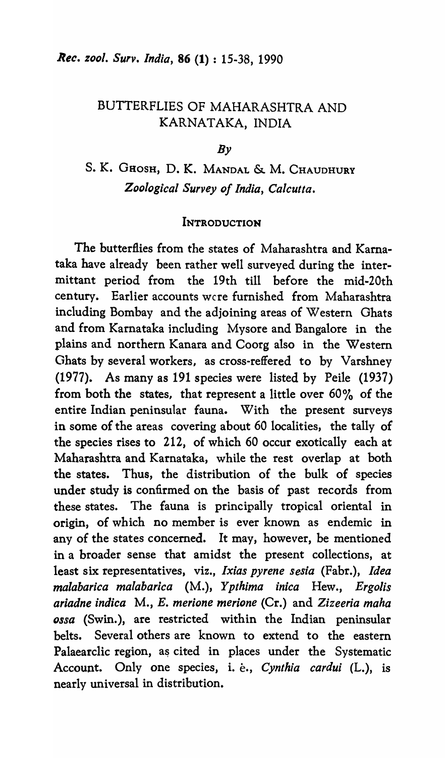# BUTTERFLIES OF MAHARASHTRA AND KARNATAKA, INDIA

*By*

S. K. Ghosh, D. K. Mandal & M. Chaudhury
*Zoological Survey of India, Calcutta.*

## Introduction

The butterflies from the states of Maharashtra and Karnataka have already been rather well surveyed during the intermittant period from the 19th till before the mid-20th century. Earlier accounts wcre furnished from Maharashtra including Bombay and the adjoining areas of Western Ghats and from Karnataka including Mysore and Bangalore in the plains and northern Kanara and Coorg also in the Western Ghats by several workers, as cross-reffered to by Varshney (1977). As many as 191 species were listed by Peile (1937) from both the states, that represent a little over 60% of the entire Indian peninsular fauna. With the present surveys in some of the areas covering about 60 localities, the tally of the species rises to 212, of which 60 occur exotically each at Maharashtra and Karnataka, while the rest overlap at both the states. Thus, the distribution of the bulk of species under study is confirmed on the basis of past records from these states. The fauna is principally tropical oriental in origin, of which no member is ever known as endemic in any of the states concerned. It may, however, be mentioned in a broader sense that amidst the present collections, at least six representatives, viz., *Ixias pyrene sesia* (Fabr.), *Idea malabarica malabarica* (M.), *Ypthima inica* Hew., *Ergolis ariadne indica* M., *E. merione merione* (Cr.) and *Zizeeria maha ossa* (Swin.), are restricted within the Indian peninsular belts. Several others are known to extend to the eastern Palaearclic region, as cited in places under the Systematic Account. Only one species, i. è., *Cynthia cardui* (L.), is nearly universal in distribution.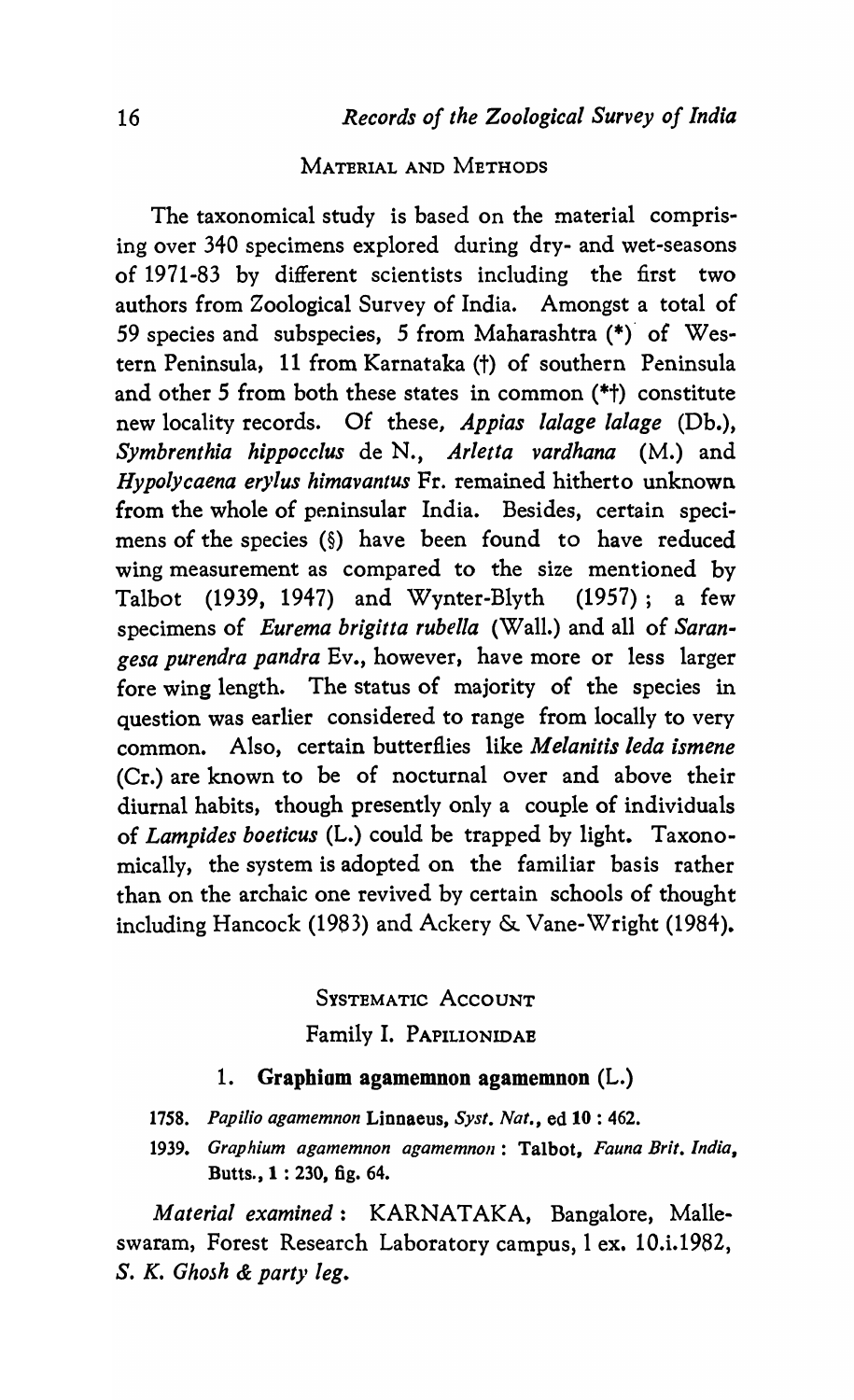## Material and Methods

The taxonomical study is based on the material comprising over 340 specimens explored during dry- and wet-seasons of 1971-83 by different scientists including the first two authors from Zoological Survey of India. Amongst a total of 59 species and subspecies, 5 from Maharashtra (*) of Western Peninsula, 11 from Karnataka (†) of southern Peninsula and other 5 from both these states in common (*†) constitute new locality records. Of these, *Appias lalage lalage* (Db.), *Symbrenthia hippocclus* de N., *Arletta vardhana* (M.) and *Hypolycaena erylus himavantus* Fr. remained hitherto unknown from the whole of peninsular India. Besides, certain specimens of the species (§) have been found to have reduced wing measurement as compared to the size mentioned by Talbot (1939, 1947) and Wynter-Blyth (1957); a few specimens of *Eurema brigitta rubella* (Wall.) and all of *Sarangesa purendra pandra* Ev., however, have more or less larger fore wing length. The status of majority of the species in question was earlier considered to range from locally to very common. Also, certain butterflies like *Melanitis leda ismene* (Cr.) are known to be of nocturnal over and above their diurnal habits, though presently only a couple of individuals of *Lampides boeticus* (L.) could be trapped by light. Taxonomically, the system is adopted on the familiar basis rather than on the archaic one revived by certain schools of thought including Hancock (1983) and Ackery & Vane-Wright (1984).

## Systematic Account

### Family I. Papilionidae

#### 1. Graphium agamemnon agamemnon (L.)

1758. *Papilio agamemnon* Linnaeus, *Syst. Nat.*, ed **10** : 462.

1939. *Graphium agamemnon agamemnon* : Talbot, *Fauna Brit. India*, Butts., **1** : 230, fig. 64.

*Material examined* : KARNATAKA, Bangalore, Malleswaram, Forest Research Laboratory campus, 1 ex. 10.i.1982, *S. K. Ghosh & party leg.*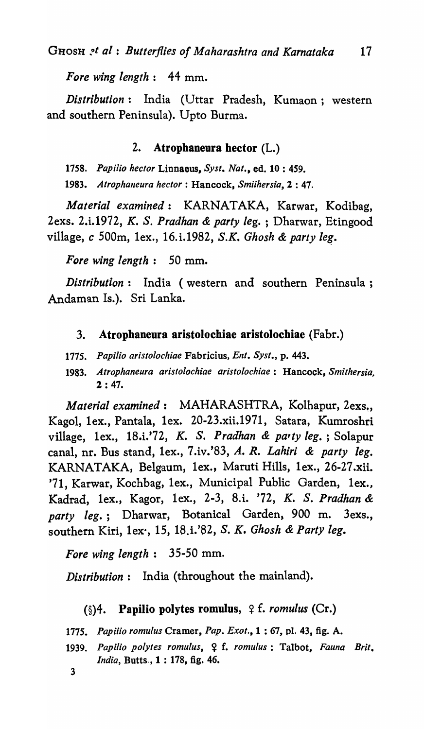*Fore wing length* : 44 mm.

*Distribution* : India (Uttar Pradesh, Kumaon ; western and southern Peninsula). Upto Burma.

### 2. **Atrophaneura hector** (L.)

1758. *Papilio hector* Linnaeus, *Syst. Nat.*, ed. 10 : 459.

1983. *Atrophaneura hector* : Hancock, *Smiihersia*, 2 : 47.

*Material examined* : KARNATAKA, Karwar, Kodibag, 2exs. 2.i.1972, *K. S. Pradhan & party leg.* ; Dharwar, Etingood village, *c* 500m, 1ex., 16.i.1982, *S.K. Ghosh & party leg.*

*Fore wing length* : 50 mm.

*Distribution* : India ( western and southern Peninsula ; Andaman Is.). Sri Lanka.

### 3. **Atrophaneura aristolochiae aristolochiae** (Fabr.)

1775. *Papilio aristolochiae* Fabricius, *Ent. Syst.*, p. 443.

1983. *Atrophaneura aristolochiae aristolochiae* : Hancock, *Smithersia*, 2 : 47.

*Material examined* : MAHARASHTRA, Kolhapur, 2exs., Kagol, 1ex., Pantala, 1ex. 20-23.xii.1971, Satara, Kumroshri village, 1ex., 18.i.'72, *K. S. Pradhan & pa'ty leg.* ; Solapur canal, nr. Bus stand, 1ex., 7.iv.'83, *A. R. Lahiri & party leg.* KARNATAKA, Belgaum, 1ex., Maruti Hills, 1ex., 26-27.xii. '71, Karwar, Kochbag, 1ex., Municipal Public Garden, 1ex., Kadrad, 1ex., Kagor, 1ex., 2-3, 8.i. '72, *K. S. Pradhan & party leg.* ; Dharwar, Botanical Garden, 900 m. 3exs., southern Kiri, 1ex., 15, 18.i.'82, *S. K. Ghosh & Party leg.*

*Fore wing length* : 35-50 mm.

*Distribution* : India (throughout the mainland).

### (§)4. **Papilio polytes romulus**, ♀ f. *romulus* (Cr.)

1775. *Papiiio romulus* Cramer, *Pap. Exot.*, 1 : 67, pl. 43, fig. A.

1939. *Papilio polytes romulus*, ♀ f. *romulus* : Talbot, *Fauna Brit. India*, Butts., 1 : 178, fig. 46.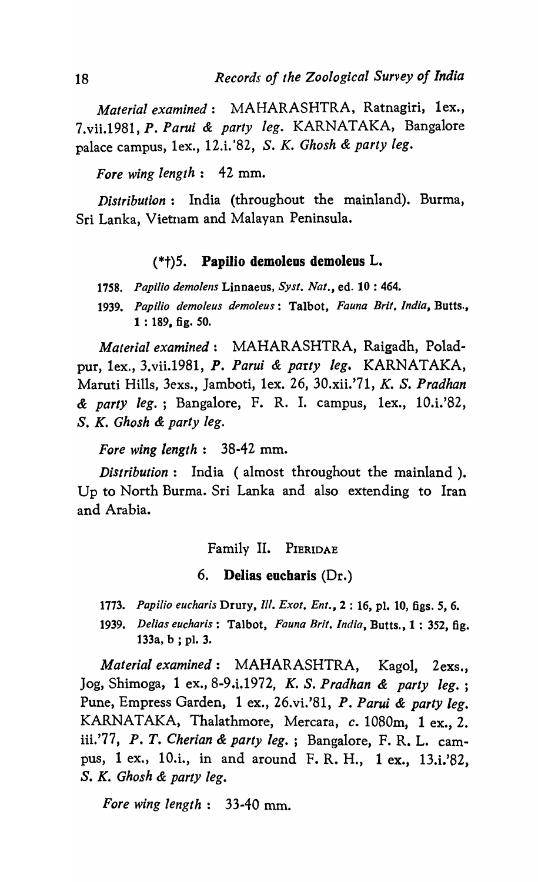*Material examined* : MAHARASHTRA, Ratnagiri, 1ex., 7.vii.1981, *P. Parui & party leg.* KARNATAKA, Bangalore palace campus, 1ex., 12.i.'82, *S. K. Ghosh & party leg.*

*Fore wing length* : 42 mm.

*Distribution* : India (throughout the mainland). Burma, Sri Lanka, Vietnam and Malayan Peninsula.

### (*†)5. **Papilio demoleus demoleus** L.

1758. *Papilio demolens* Linnaeus, *Syst. Nat.*, ed. 10 : 464.

1939. *Papilio demoleus demoleus*: Talbot, *Fauna Brit. India*, Butts., 1 : 189, fig. 50.

*Material examined* : MAHARASHTRA, Raigadh, Poladpur, 1ex., 3.vii.1981, *P. Parui & party leg.* KARNATAKA, Maruti Hills, 3exs., Jamboti, 1ex. 26, 30.xii.'71, *K. S. Pradhan & party leg.* ; Bangalore, F. R. I. campus, 1ex., 10.i.'82, *S. K. Ghosh & party leg.*

*Fore wing length* : 38-42 mm.

*Distribution* : India ( almost throughout the mainland ). Up to North Burma. Sri Lanka and also extending to Iran and Arabia.

## Family II. Pieridae

### 6. **Delias eucharis** (Dr.)

1773. *Papilio eucharis* Drury, *Ill. Exot. Ent.*, 2 : 16, pl. 10, figs. 5, 6.

1939. *Delias eucharis* : Talbot, *Fauna Brit. India*, Butts., 1 : 352, fig. 133a, b ; pl. 3.

*Material examined* : MAHARASHTRA, Kagol, 2exs., Jog, Shimoga, 1 ex., 8-9.i.1972, *K. S. Pradhan & party leg.* ; Pune, Empress Garden, 1 ex., 26.vi.'81, *P. Parui & party leg.* KARNATAKA, Thalathmore, Mercara, *c.* 1080m, 1 ex., 2. iii.'77, *P. T. Cherian & party leg.* ; Bangalore, F. R. L. campus, 1 ex., 10.i., in and around F. R. H., 1 ex., 13.i.'82, *S. K. Ghosh & party leg.*

*Fore wing length* : 33-40 mm.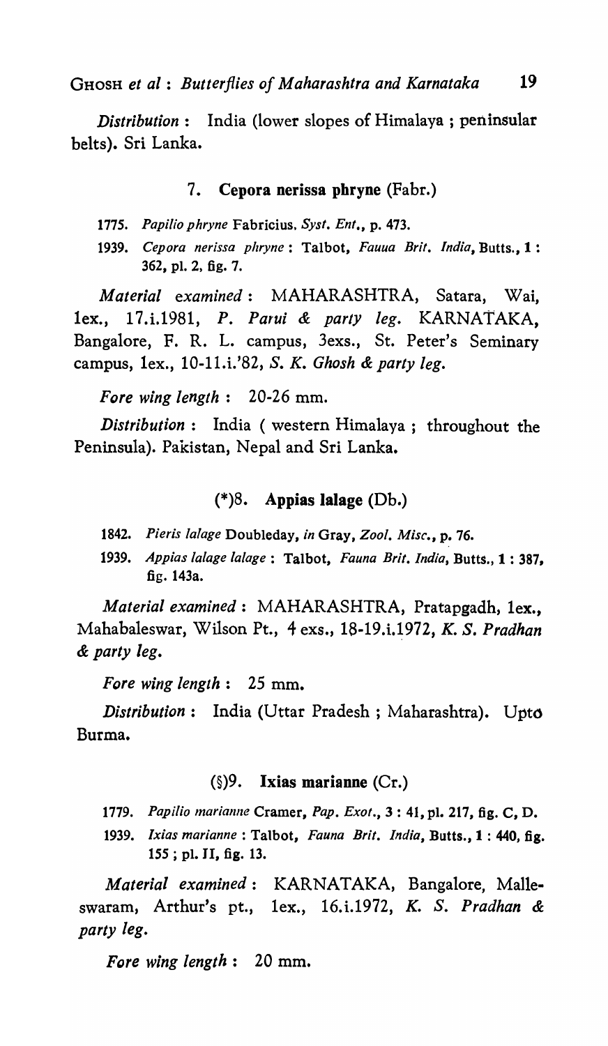*Distribution* : India (lower slopes of Himalaya ; peninsular belts). Sri Lanka.

### 7. Cepora nerissa phryne (Fabr.)

1775. *Papilio phryne* Fabricius, *Syst. Ent.*, p. 473.

1939. *Cepora nerissa phryne* : Talbot, *Fauua Brit. India*, Butts., 1 : 362, pl. 2, fig. 7.

*Material examined* : MAHARASHTRA, Satara, Wai, 1ex., 17.i.1981, *P. Parui & party leg.* KARNATAKA, Bangalore, F. R. L. campus, 3exs., St. Peter's Seminary campus, 1ex., 10-11.i.'82, *S. K. Ghosh & party leg.*

*Fore wing length* : 20-26 mm.

*Distribution* : India ( western Himalaya ; throughout the Peninsula). Pakistan, Nepal and Sri Lanka.

### (*)8. Appias lalage (Db.)

1842. *Pieris lalage* Doubleday, *in* Gray, *Zool. Misc.*, p. 76.

1939. *Appias lalage lalage* : Talbot, *Fauna Brit. India*, Butts., 1 : 387, fig. 143a.

*Material examined* : MAHARASHTRA, Pratapgadh, 1ex., Mahabaleswar, Wilson Pt., 4 exs., 18-19.i.1972, *K. S. Pradhan & party leg.*

*Fore wing length* : 25 mm.

*Distribution* : India (Uttar Pradesh ; Maharashtra). Upto Burma.

### (§)9. Ixias marianne (Cr.)

1779. *Papilio marianne* Cramer, *Pap. Exot.*, 3 : 41, pl. 217, fig. C, D.

1939. *Ixias marianne* : Talbot, *Fauna Brit. India*, Butts., 1 : 440, fig. 155 ; pl. II, fig. 13.

*Material examined* : KARNATAKA, Bangalore, Malleswaram, Arthur's pt., 1ex., 16.i.1972, *K. S. Pradhan & party leg.*

*Fore wing length* : 20 mm.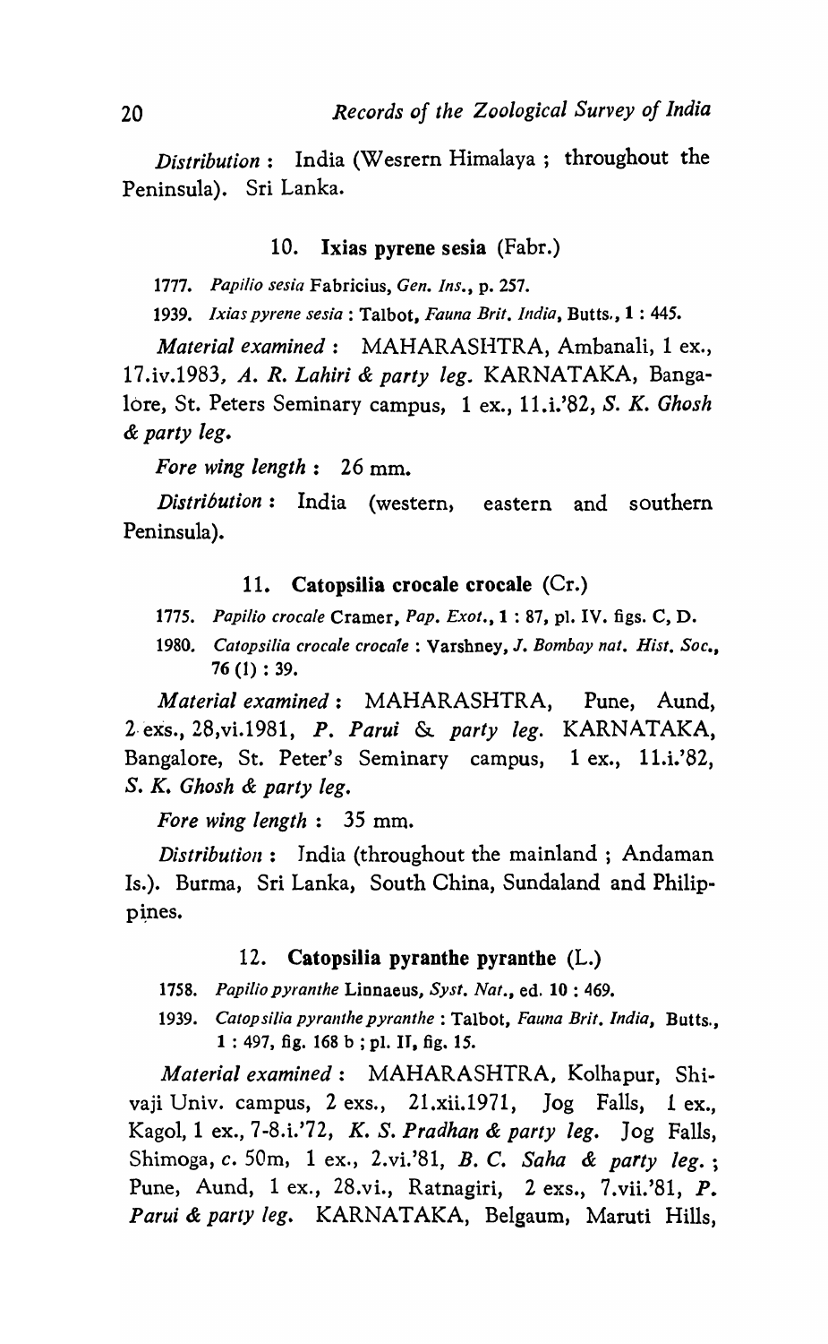*Distribution* : India (Wesrern Himalaya ; throughout the Peninsula). Sri Lanka.

### 10. Ixias pyrene sesia (Fabr.)

1777. *Papilio sesia* Fabricius, *Gen. Ins.*, p. 257.

1939. *Ixias pyrene sesia* : Talbot, *Fauna Brit. India*, Butts., **1** : 445.

*Material examined* : MAHARASHTRA, Ambanali, 1 ex., 17.iv.1983, *A. R. Lahiri & party leg.* KARNATAKA, Bangalore, St. Peters Seminary campus, 1 ex., 11.i.'82, *S. K. Ghosh & party leg.*

*Fore wing length* : 26 mm.

*Distribution* : India (western, eastern and southern Peninsula).

### 11. Catopsilia crocale crocale (Cr.)

1775. *Papilio crocale* Cramer, *Pap. Exot.*, **1** : 87, pl. IV. figs. C, D.

1980. *Catopsilia crocale crocale* : Varshney, *J. Bombay nat. Hist. Soc.*, **76** (1) : 39.

*Material examined* : MAHARASHTRA, Pune, Aund, 2 exs., 28,vi.1981, *P. Parui & party leg.* KARNATAKA, Bangalore, St. Peter's Seminary campus, 1 ex., 11.i.'82, *S. K. Ghosh & party leg.*

*Fore wing length* : 35 mm.

*Distribution* : India (throughout the mainland ; Andaman Is.). Burma, Sri Lanka, South China, Sundaland and Philippines.

### 12. Catopsilia pyranthe pyranthe (L.)

1758. *Papilio pyranthe* Linnaeus, *Syst. Nat.*, ed. **10** : 469.

1939. *Catopsilia pyranthe pyranthe* : Talbot, *Fauna Brit. India*, Butts., **1** : 497, fig. 168 b ; pl. II, fig. 15.

*Material examined* : MAHARASHTRA, Kolhapur, Shivaji Univ. campus, 2 exs., 21.xii.1971, Jog Falls, 1 ex., Kagol, 1 ex., 7-8.i.'72, *K. S. Pradhan & party leg.* Jog Falls, Shimoga, *c.* 50m, 1 ex., 2.vi.'81, *B. C. Saha & party leg.* ; Pune, Aund, 1 ex., 28.vi., Ratnagiri, 2 exs., 7.vii.'81, *P. Parui & party leg.* KARNATAKA, Belgaum, Maruti Hills,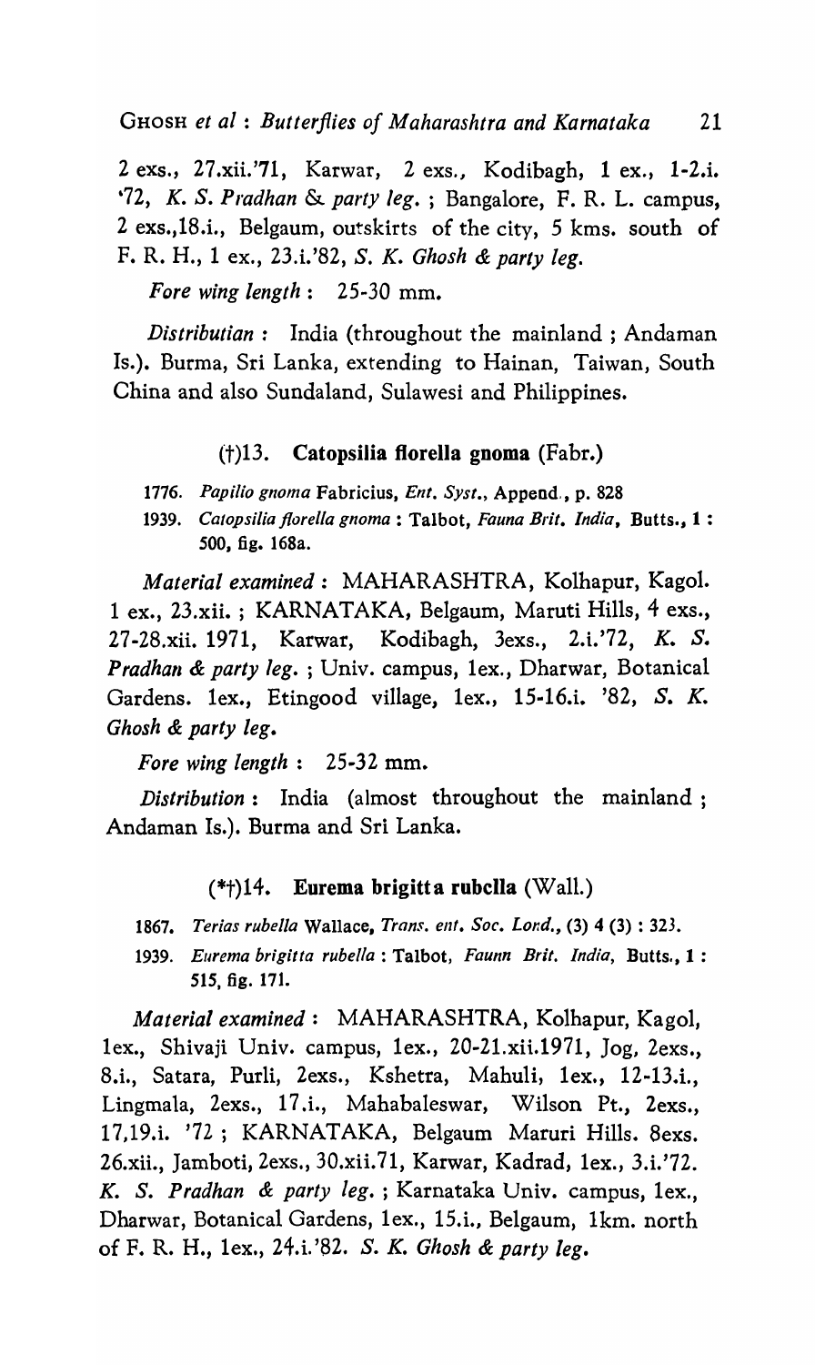2 exs., 27.xii.'71, Karwar, 2 exs., Kodibagh, 1 ex., 1-2.i. '72, *K. S. Pradhan & party leg.* ; Bangalore, F. R. L. campus, 2 exs.,18.i., Belgaum, outskirts of the city, 5 kms. south of F. R. H., 1 ex., 23.i.'82, *S. K. Ghosh & party leg.*

*Fore wing length* : 25-30 mm.

*Distributian* : India (throughout the mainland ; Andaman Is.). Burma, Sri Lanka, extending to Hainan, Taiwan, South China and also Sundaland, Sulawesi and Philippines.

### (†)13. Catopsilia florella gnoma (Fabr.)

1776. *Papilio gnoma* Fabricius, *Ent. Syst.*, Append., p. 828

1939. *Catopsilia florella gnoma* : Talbot, *Fauna Brit. India*, Butts., 1 : 500, fig. 168a.

*Material examined* : MAHARASHTRA, Kolhapur, Kagol. 1 ex., 23.xii. ; KARNATAKA, Belgaum, Maruti Hills, 4 exs., 27-28.xii. 1971, Karwar, Kodibagh, 3exs., 2.i.'72, *K. S. Pradhan & party leg.* ; Univ. campus, 1ex., Dharwar, Botanical Gardens. 1ex., Etingood village, 1ex., 15-16.i. '82, *S. K. Ghosh & party leg.*

*Fore wing length* : 25-32 mm.

*Distribution* : India (almost throughout the mainland ; Andaman Is.). Burma and Sri Lanka.

### (*†)14. Eurema brigitta rubclla (Wall.)

1867. *Terias rubella* Wallace, *Trans. ent. Soc. Lond.*, (3) 4 (3) : 323.

1939. *Eurema brigitta rubella* : Talbot, *Faunn Brit. India*, Butts., 1 : 515, fig. 171.

*Material examined* : MAHARASHTRA, Kolhapur, Kagol, 1ex., Shivaji Univ. campus, 1ex., 20-21.xii.1971, Jog, 2exs., 8.i., Satara, Purli, 2exs., Kshetra, Mahuli, 1ex., 12-13.i., Lingmala, 2exs., 17.i., Mahabaleswar, Wilson Pt., 2exs., 17,19.i. '72 ; KARNATAKA, Belgaum Maruri Hills. 8exs. 26.xii., Jamboti, 2exs., 30.xii.71, Karwar, Kadrad, 1ex., 3.i.'72. *K. S. Pradhan & party leg.* ; Karnataka Univ. campus, 1ex., Dharwar, Botanical Gardens, 1ex., 15.i., Belgaum, 1km. north of F. R. H., 1ex., 24.i.'82. *S. K. Ghosh & party leg.*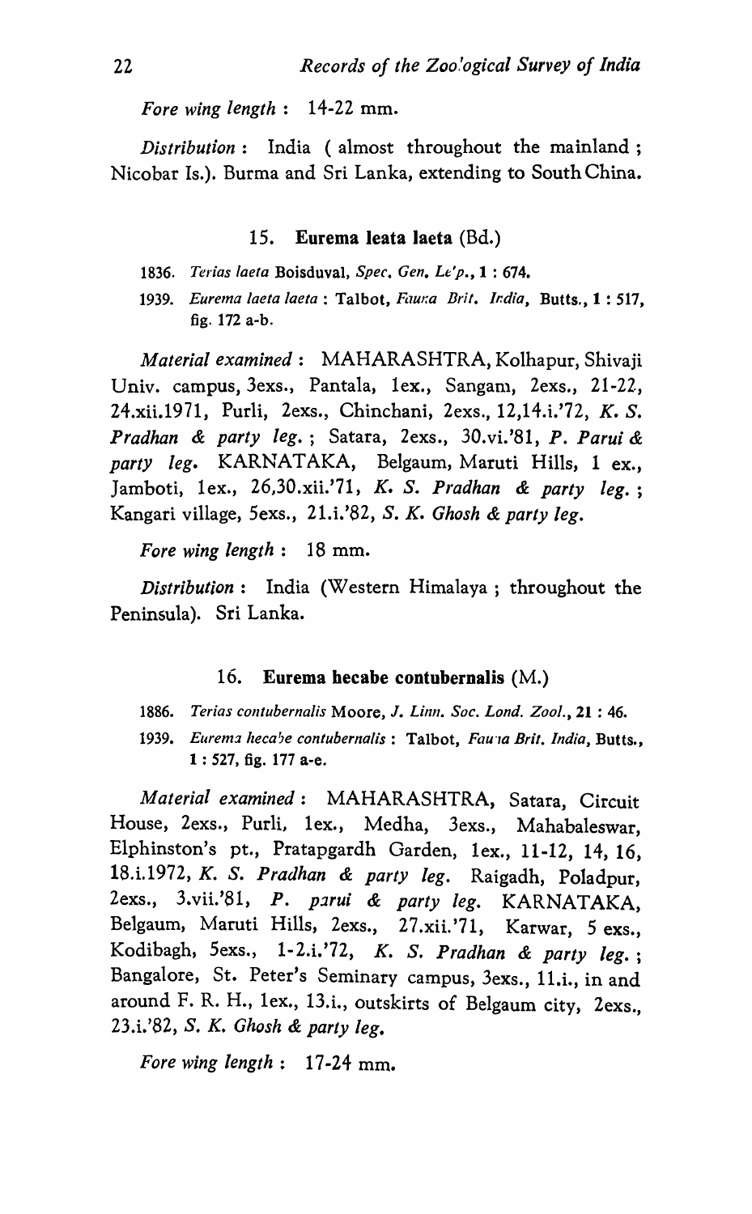*Fore wing length* : 14-22 mm.

*Distribution* : India ( almost throughout the mainland ; Nicobar Is.). Burma and Sri Lanka, extending to South China.

### 15. **Eurema leata laeta** (Bd.)

1836. *Terias laeta* Boisduval, *Spec. Gen. Le'p.*, 1 : 674.

1939. *Eurema laeta laeta* : Talbot, *Fauna Brit. India*, Butts., 1 : 517, fig. 172 a-b.

*Material examined* : MAHARASHTRA, Kolhapur, Shivaji Univ. campus, 3exs., Pantala, 1ex., Sangam, 2exs., 21-22, 24.xii.1971, Purli, 2exs., Chinchani, 2exs., 12,14.i.'72, *K. S. Pradhan & party leg.* ; Satara, 2exs., 30.vi.'81, *P. Parui & party leg.* KARNATAKA, Belgaum, Maruti Hills, 1 ex., Jamboti, 1ex., 26,30.xii.'71, *K. S. Pradhan & party leg.* ; Kangari village, 5exs., 21.i.'82, *S. K. Ghosh & party leg.*

*Fore wing length* : 18 mm.

*Distribution* : India (Western Himalaya ; throughout the Peninsula). Sri Lanka.

### 16. **Eurema hecabe contubernalis** (M.)

1886. *Terias contubernalis* Moore, *J. Linn. Soc. Lond. Zool.*, 21 : 46.

1939. *Eurema hecabe contubernalis* : Talbot, *Fauna Brit. India*, Butts., 1 : 527, fig. 177 a-e.

*Material examined* : MAHARASHTRA, Satara, Circuit House, 2exs., Purli, 1ex., Medha, 3exs., Mahabaleswar, Elphinston's pt., Pratapgardh Garden, 1ex., 11-12, 14, 16, 18.i.1972, *K. S. Pradhan & party leg.* Raigadh, Poladpur, 2exs., 3.vii.'81, *P. parui & party leg.* KARNATAKA, Belgaum, Maruti Hills, 2exs., 27.xii.'71, Karwar, 5 exs., Kodibagh, 5exs., 1-2.i.'72, *K. S. Pradhan & party leg.* ; Bangalore, St. Peter's Seminary campus, 3exs., 11.i., in and around F. R. H., 1ex., 13.i., outskirts of Belgaum city, 2exs., 23.i.'82, *S. K. Ghosh & party leg.*

*Fore wing length* : 17-24 mm.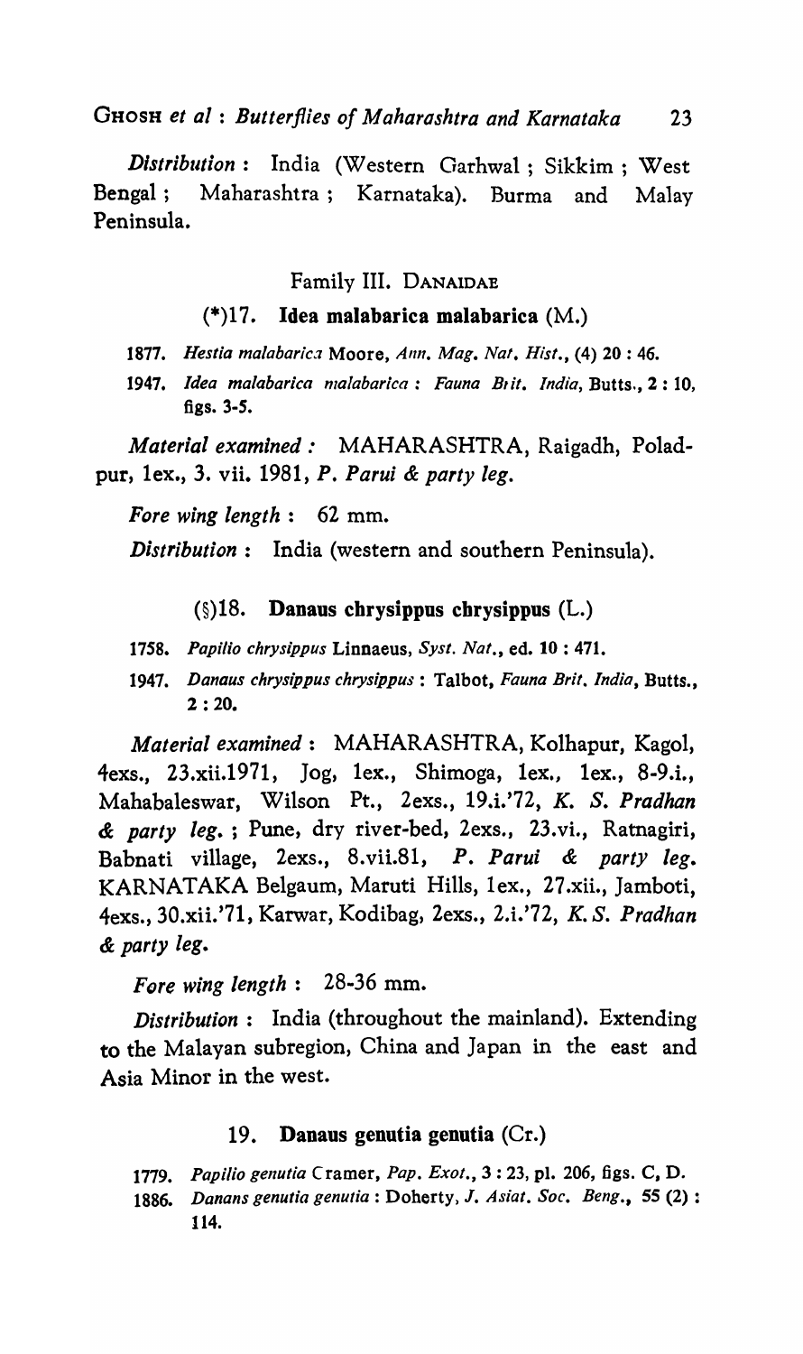*Distribution* : India (Western Garhwal ; Sikkim ; West Bengal ; Maharashtra ; Karnataka). Burma and Malay Peninsula.

## Family III. DANAIDAE

### (*)17. Idea malabarica malabarica (M.)

1877. *Hestia malabarica* Moore, *Ann. Mag. Nat. Hist.*, (4) 20 : 46.

1947. *Idea malabarica malabarica* : *Fauna Brit. India*, Butts., 2 : 10, figs. 3-5.

*Material examined* : MAHARASHTRA, Raigadh, Poladpur, 1ex., 3. vii. 1981, *P. Parui & party leg.*

*Fore wing length* : 62 mm.

*Distribution* : India (western and southern Peninsula).

### (§)18. Danaus chrysippus chrysippus (L.)

1758. *Papilio chrysippus* Linnaeus, *Syst. Nat.*, ed. 10 : 471.

1947. *Danaus chrysippus chrysippus* : Talbot, *Fauna Brit. India*, Butts., 2 : 20.

*Material examined* : MAHARASHTRA, Kolhapur, Kagol, 4exs., 23.xii.1971, Jog, 1ex., Shimoga, 1ex., 1ex., 8-9.i., Mahabaleswar, Wilson Pt., 2exs., 19.i.'72, *K. S. Pradhan & party leg.* ; Pune, dry river-bed, 2exs., 23.vi., Ratnagiri, Babnati village, 2exs., 8.vii.81, *P. Parui & party leg.* KARNATAKA Belgaum, Maruti Hills, 1ex., 27.xii., Jamboti, 4exs., 30.xii.'71, Karwar, Kodibag, 2exs., 2.i.'72, *K. S. Pradhan & party leg.*

*Fore wing length* : 28-36 mm.

*Distribution* : India (throughout the mainland). Extending to the Malayan subregion, China and Japan in the east and Asia Minor in the west.

### 19. Danaus genutia genutia (Cr.)

1779. *Papilio genutia* Cramer, *Pap. Exot.*, 3 : 23, pl. 206, figs. C, D.

1886. *Danans genutia genutia* : Doherty, *J. Asiat. Soc. Beng.*, 55 (2) : 114.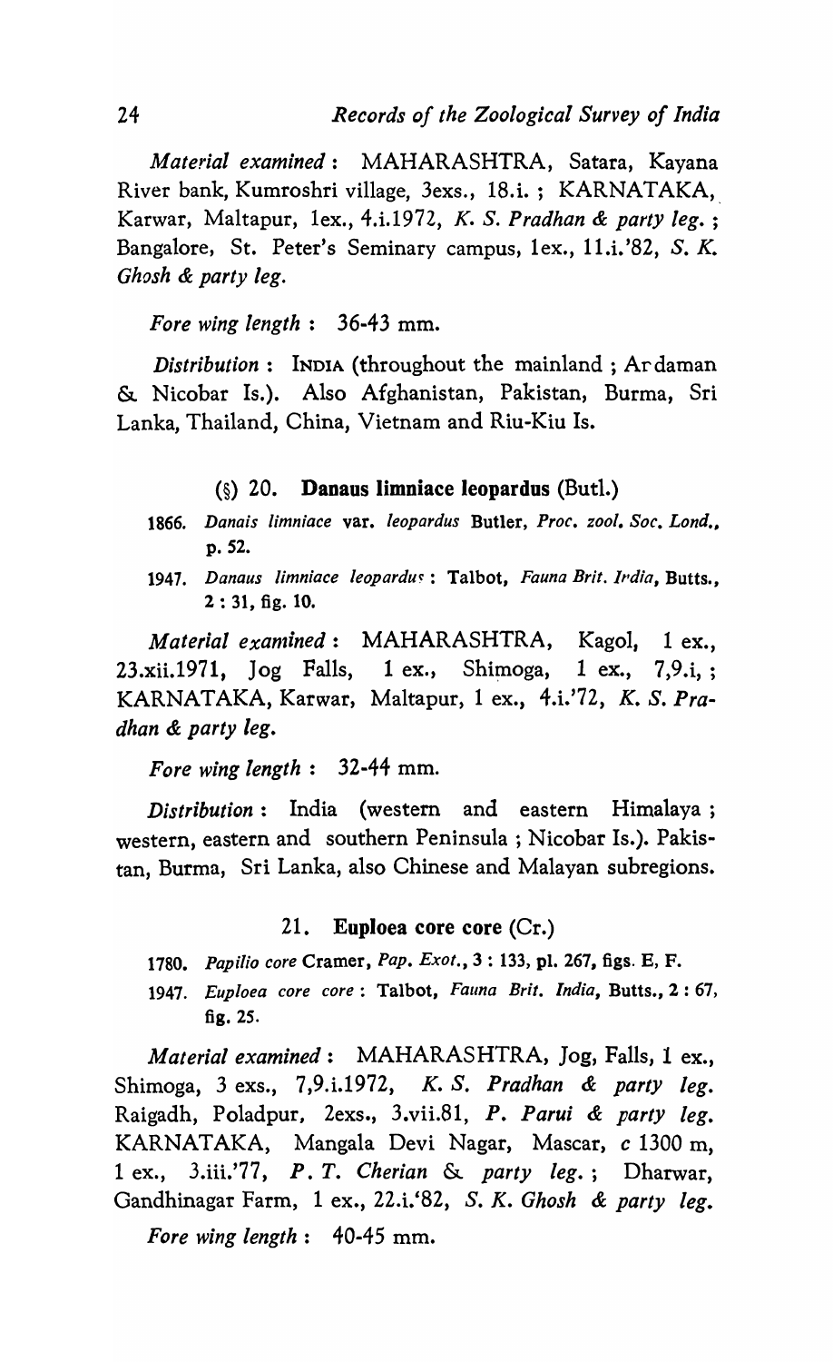*Material examined* : MAHARASHTRA, Satara, Kayana River bank, Kumroshri village, 3exs., 18.i. ; KARNATAKA, Karwar, Maltapur, 1ex., 4.i.1972, *K. S. Pradhan & party leg.* ; Bangalore, St. Peter's Seminary campus, 1ex., 11.i.'82, *S. K. Ghosh & party leg.*

*Fore wing length* : 36-43 mm.

*Distribution* : INDIA (throughout the mainland ; Ardaman & Nicobar Is.). Also Afghanistan, Pakistan, Burma, Sri Lanka, Thailand, China, Vietnam and Riu-Kiu Is.

### (§) 20. **Danaus limniace leopardus** (Butl.)

1866. *Danais limniace* var. *leopardus* Butler, *Proc. zool. Soc. Lond.*, p. 52.

1947. *Danaus limniace leopardus* : Talbot, *Fauna Brit. India*, Butts., 2 : 31, fig. 10.

*Material examined* : MAHARASHTRA, Kagol, 1 ex., 23.xii.1971, Jog Falls, 1 ex., Shimoga, 1 ex., 7,9.i, ; KARNATAKA, Karwar, Maltapur, 1 ex., 4.i.'72, *K. S. Pradhan & party leg.*

*Fore wing length* : 32-44 mm.

*Distribution* : India (western and eastern Himalaya ; western, eastern and southern Peninsula ; Nicobar Is.). Pakistan, Burma, Sri Lanka, also Chinese and Malayan subregions.

### 21. **Euploea core core** (Cr.)

1780. *Papilio core* Cramer, *Pap. Exot.*, 3 : 133, pl. 267, figs. E, F.

1947. *Euploea core core* : Talbot, *Fauna Brit. India*, Butts., 2 : 67, fig. 25.

*Material examined* : MAHARASHTRA, Jog, Falls, 1 ex., Shimoga, 3 exs., 7,9.i.1972, *K. S. Pradhan & party leg.* Raigadh, Poladpur, 2exs., 3.vii.81, *P. Parui & party leg.* KARNATAKA, Mangala Devi Nagar, Mascar, c 1300 m, 1 ex., 3.iii.'77, *P. T. Cherian & party leg.* ; Dharwar, Gandhinagar Farm, 1 ex., 22.i.'82, *S. K. Ghosh & party leg.*

*Fore wing length* : 40-45 mm.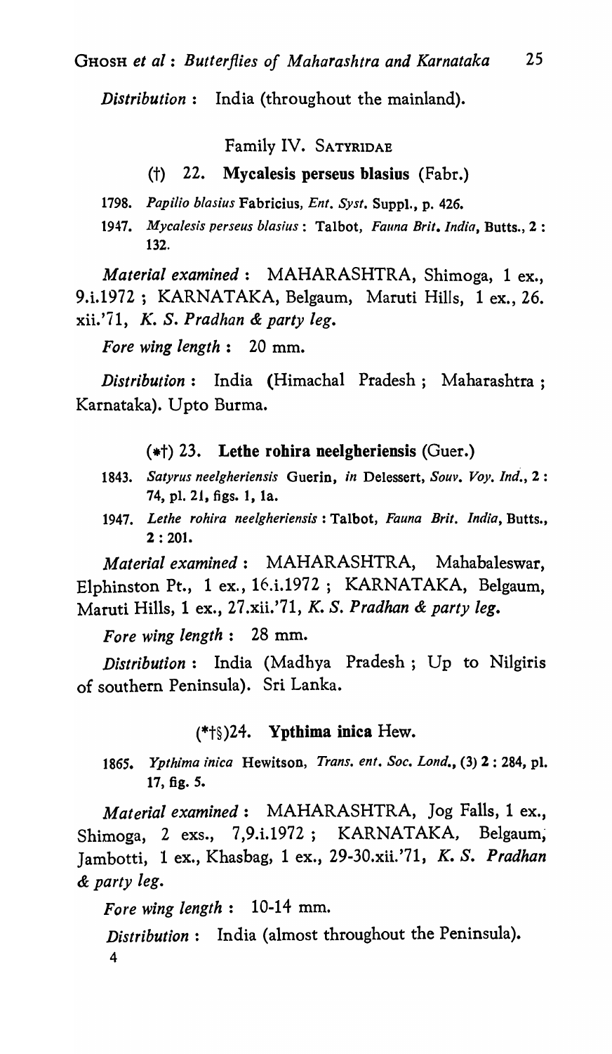*Distribution* : India (throughout the mainland).

## Family IV. SATYRIDAE

### (†) 22. Mycalesis perseus blasius (Fabr.)

1798. *Papilio blasius* Fabricius, *Ent. Syst.* Suppl., p. 426.

1947. *Mycalesis perseus blasius* : Talbot, *Fauna Brit. India*, Butts., 2 : 132.

*Material examined* : MAHARASHTRA, Shimoga, 1 ex., 9.i.1972 ; KARNATAKA, Belgaum, Maruti Hills, 1 ex., 26. xii.'71, *K. S. Pradhan & party leg.*

*Fore wing length* : 20 mm.

*Distribution* : India (Himachal Pradesh ; Maharashtra ; Karnataka). Upto Burma.

### (*†) 23. Lethe rohira neelgheriensis (Guer.)

1843. *Satyrus neelgheriensis* Guerin, *in* Delessert, *Souv. Voy. Ind.*, 2 : 74, pl. 21, figs. 1, 1a.

1947. *Lethe rohira neelgheriensis* : Talbot, *Fauna Brit. India*, Butts., 2 : 201.

*Material examined* : MAHARASHTRA, Mahabaleswar, Elphinston Pt., 1 ex., 16.i.1972 ; KARNATAKA, Belgaum, Maruti Hills, 1 ex., 27.xii.'71, *K. S. Pradhan & party leg.*

*Fore wing length* : 28 mm.

*Distribution* : India (Madhya Pradesh ; Up to Nilgiris of southern Peninsula). Sri Lanka.

### (*†§)24. Ypthima inica Hew.

1865. *Ypthima inica* Hewitson, *Trans. ent. Soc. Lond.*, (3) 2 : 284, pl. 17, fig. 5.

*Material examined* : MAHARASHTRA, Jog Falls, 1 ex., Shimoga, 2 exs., 7,9.i.1972 ; KARNATAKA, Belgaum, Jambotti, 1 ex., Khasbag, 1 ex., 29-30.xii.'71, *K. S. Pradhan & party leg.*

*Fore wing length* : 10-14 mm.

*Distribution* : India (almost throughout the Peninsula).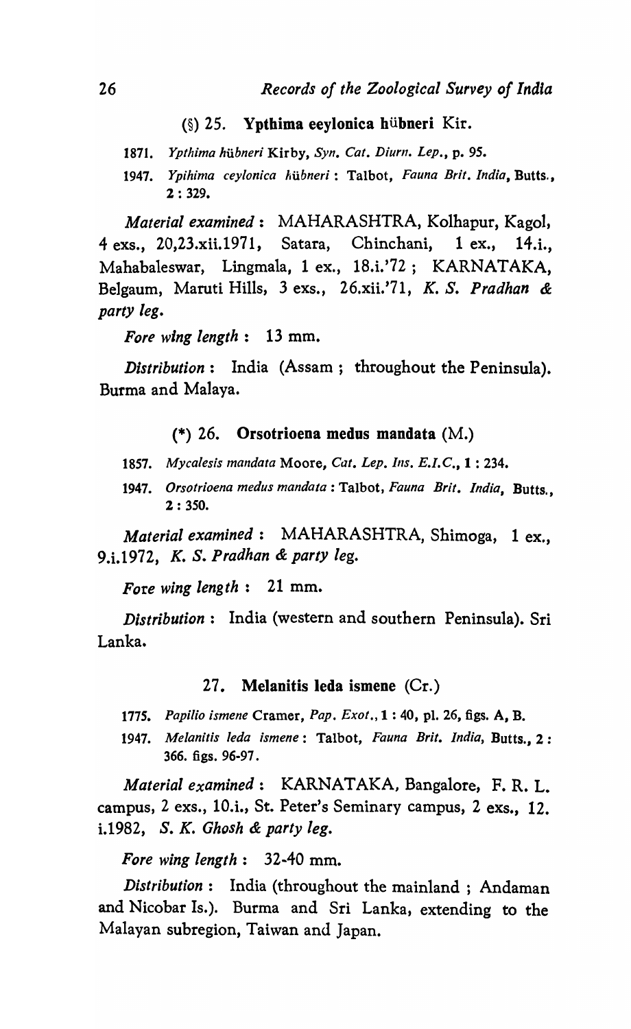### (§) 25. **Ypthima eeylonica hübneri** Kir.

1871. *Ypthima hübneri* Kirby, *Syn. Cat. Diurn. Lep.*, p. 95.

1947. *Ypihima ceylonica hübneri* : Talbot, *Fauna Brit. India*, Butts., 2 : 329.

*Material examined* : MAHARASHTRA, Kolhapur, Kagol, 4 exs., 20,23.xii.1971, Satara, Chinchani, 1 ex., 14.i., Mahabaleswar, Lingmala, 1 ex., 18.i.'72 ; KARNATAKA, Belgaum, Maruti Hills, 3 exs., 26.xii.'71, *K. S. Pradhan & party leg.*

*Fore wing length* : 13 mm.

*Distribution* : India (Assam ; throughout the Peninsula). Burma and Malaya.

### (*) 26. **Orsotrioena medus mandata** (M.)

1857. *Mycalesis mandata* Moore, *Cat. Lep. Ins. E.I.C.*, 1 : 234.

1947. *Orsotrioena medus mandata* : Talbot, *Fauna Brit. India*, Butts., 2 : 350.

*Material examined* : MAHARASHTRA, Shimoga, 1 ex., 9.i.1972, *K. S. Pradhan & party leg.*

*Fore wing length* : 21 mm.

*Distribution* : India (western and southern Peninsula). Sri Lanka.

### 27. **Melanitis leda ismene** (Cr.)

1775. *Papilio ismene* Cramer, *Pap. Exot.*, 1 : 40, pl. 26, figs. A, B.

1947. *Melanitis leda ismene* : Talbot, *Fauna Brit. India*, Butts., 2 : 366. figs. 96-97.

*Material examined* : KARNATAKA, Bangalore, F. R. L. campus, 2 exs., 10.i., St. Peter's Seminary campus, 2 exs., 12. i.1982, *S. K. Ghosh & party leg.*

*Fore wing length* : 32-40 mm.

*Distribution* : India (throughout the mainland ; Andaman and Nicobar Is.). Burma and Sri Lanka, extending to the Malayan subregion, Taiwan and Japan.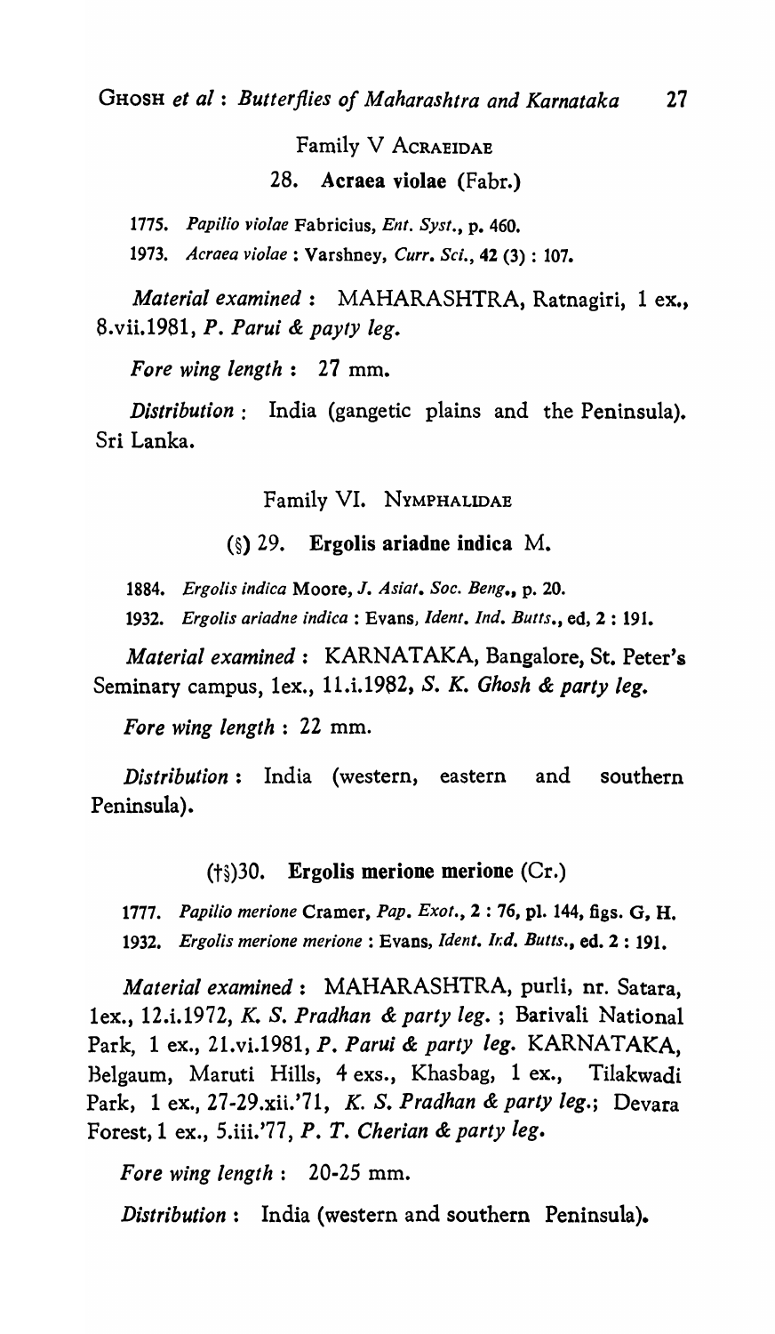## Family V ACRAEIDAE

### 28. Acraea violae (Fabr.)

1775. *Papilio violae* Fabricius, *Ent. Syst.*, p. 460.

1973. *Acraea violae* : Varshney, *Curr. Sci.*, 42 (3) : 107.

*Material examined* : MAHARASHTRA, Ratnagiri, 1 ex., 8.vii.1981, *P. Parui & payty leg.*

*Fore wing length* : 27 mm.

*Distribution* : India (gangetic plains and the Peninsula). Sri Lanka.

## Family VI. NYMPHALIDAE

### (§) 29. Ergolis ariadne indica M.

1884. *Ergolis indica* Moore, *J. Asiat. Soc. Beng.*, p. 20.

1932. *Ergolis ariadne indica* : Evans, *Ident. Ind. Butts.*, ed, 2 : 191.

*Material examined* : KARNATAKA, Bangalore, St. Peter's Seminary campus, 1ex., 11.i.1982, *S. K. Ghosh & party leg.*

*Fore wing length* : 22 mm.

*Distribution* : India (western, eastern and southern Peninsula).

### (†§)30. Ergolis merione merione (Cr.)

1777. *Papilio merione* Cramer, *Pap. Exot.*, 2 : 76, pl. 144, figs. G, H.

1932. *Ergolis merione merione* : Evans, *Ident. Ind. Butts.*, ed. 2 : 191.

*Material examined* : MAHARASHTRA, purli, nr. Satara, 1ex., 12.i.1972, *K. S. Pradhan & party leg.* ; Barivali National Park, 1 ex., 21.vi.1981, *P. Parui & party leg.* KARNATAKA, Belgaum, Maruti Hills, 4 exs., Khasbag, 1 ex., Tilakwadi Park, 1 ex., 27-29.xii.'71, *K. S. Pradhan & party leg.*; Devara Forest, 1 ex., 5.iii.'77, *P. T. Cherian & party leg.*

*Fore wing length* : 20-25 mm.

*Distribution* : India (western and southern Peninsula).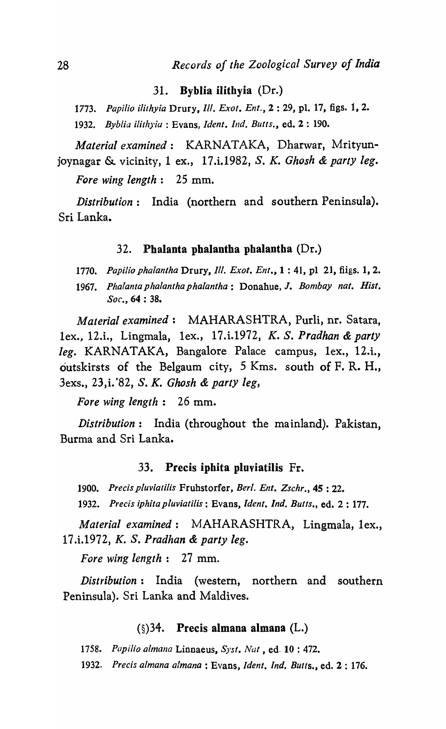### 31. **Byblia ilithyia** (Dr.)

1773. *Papilio ilithyia* Drury, *Ill. Exot. Ent.*, **2** : 29, pl. 17, figs. 1, 2.

1932. *Byblia ilithyia* : Evans, *Ident. Ind. Butts.*, ed. **2** : 190.

*Material examined* : KARNATAKA, Dharwar, Mrityunjoynagar & vicinity, 1 ex., 17.i.1982, *S. K. Ghosh & party leg.*

*Fore wing length* : 25 mm.

*Distribution* : India (northern and southern Peninsula). Sri Lanka.

### 32. **Phalanta phalantha phalantha** (Dr.)

1770. *Papilio phalantha* Drury, *Ill. Exot. Ent.*, **1** : 41, pl 21, fiigs. 1, 2.

1967. *Phalanta phalantha phalantha* : Donahue, *J. Bombay nat. Hist. Soc.*, **64** : 38.

*Material examined* : MAHARASHTRA, Purli, nr. Satara, 1ex., 12.i., Lingmala, 1ex., 17.i.1972, *K. S. Pradhan & party leg.* KARNATAKA, Bangalore Palace campus, 1ex., 12.i., outskirsts of the Belgaum city, 5 Kms. south of F. R. H., 3exs., 23,i.'82, *S. K. Ghosh & party leg*,

*Fore wing length* : 26 mm.

*Distribution* : India (throughout the mainland). Pakistan, Burma and Sri Lanka.

### 33. **Precis iphita pluviatilis** Fr.

1900. *Precis pluviatilis* Fruhstorfer, *Berl. Ent. Zschr.*, **45** : 22.

1932. *Precis iphita pluviatilis* : Evans, *Ident. Ind. Butts.*, ed. **2** : 177.

*Material examined* : MAHARASHTRA, Lingmala, 1ex., 17.i.1972, *K. S. Pradhan & party leg.*

*Fore wing length* : 27 mm.

*Distribution* : India (western, northern and southern Peninsula). Sri Lanka and Maldives.

### (§)34. **Precis almana almana** (L.)

1758. *Papilio almana* Linnaeus, *Syst. Nat*, ed. **10** : 472.

1932. *Precis almana almana* : Evans, *Ident. Ind. Butts.*, ed. **2** : 176.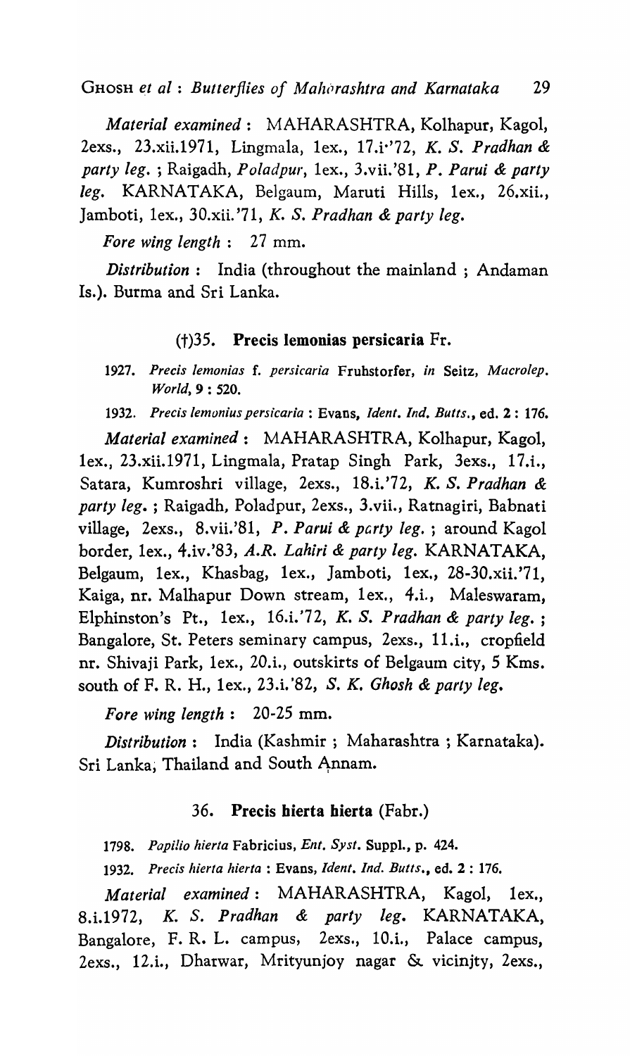*Material examined* : MAHARASHTRA, Kolhapur, Kagol, 2exs., 23.xii.1971, Lingmala, 1ex., 17.i.'72, *K. S. Pradhan & party leg.* ; Raigadh, *Poladpur*, 1ex., 3.vii.'81, *P. Parui & party leg.* KARNATAKA, Belgaum, Maruti Hills, 1ex., 26.xii., Jamboti, 1ex., 30.xii.'71, *K. S. Pradhan & party leg.*

*Fore wing length* : 27 mm.

*Distribution* : India (throughout the mainland ; Andaman Is.). Burma and Sri Lanka.

### (†)35. Precis lemonias persicaria Fr.

1927. *Precis lemonias* f. *persicaria* Fruhstorfer, *in* Seitz, *Macrolep. World*, **9** : 520.

1932. *Precis lemonius persicaria* : Evans, *Ident. Ind. Butts.*, ed. **2** : 176.

*Material examined* : MAHARASHTRA, Kolhapur, Kagol, 1ex., 23.xii.1971, Lingmala, Pratap Singh Park, 3exs., 17.i., Satara, Kumroshri village, 2exs., 18.i.'72, *K. S. Pradhan & party leg.* ; Raigadh, Poladpur, 2exs., 3.vii., Ratnagiri, Babnati village, 2exs., 8.vii.'81, *P. Parui & party leg.* ; around Kagol border, 1ex., 4.iv.'83, *A.R. Lahiri & party leg.* KARNATAKA, Belgaum, 1ex., Khasbag, 1ex., Jamboti, 1ex., 28-30.xii.'71, Kaiga, nr. Malhapur Down stream, 1ex., 4.i., Maleswaram, Elphinston's Pt., 1ex., 16.i.'72, *K. S. Pradhan & party leg.* ; Bangalore, St. Peters seminary campus, 2exs., 11.i., cropfield nr. Shivaji Park, 1ex., 20.i., outskirts of Belgaum city, 5 Kms. south of F. R. H., 1ex., 23.i.'82, *S. K. Ghosh & party leg.*

*Fore wing length* : 20-25 mm.

*Distribution* : India (Kashmir ; Maharashtra ; Karnataka). Sri Lanka, Thailand and South Annam.

### 36. Precis hierta hierta (Fabr.)

1798. *Papilio hierta* Fabricius, *Ent. Syst.* Suppl., p. 424.

1932. *Precis hierta hierta* : Evans, *Ident. Ind. Butts.*, ed. **2** : 176.

*Material examined* : MAHARASHTRA, Kagol, 1ex., 8.i.1972, *K. S. Pradhan & party leg.* KARNATAKA, Bangalore, F. R. L. campus, 2exs., 10.i., Palace campus, 2exs., 12.i., Dharwar, Mrityunjoy nagar & vicinjty, 2exs.,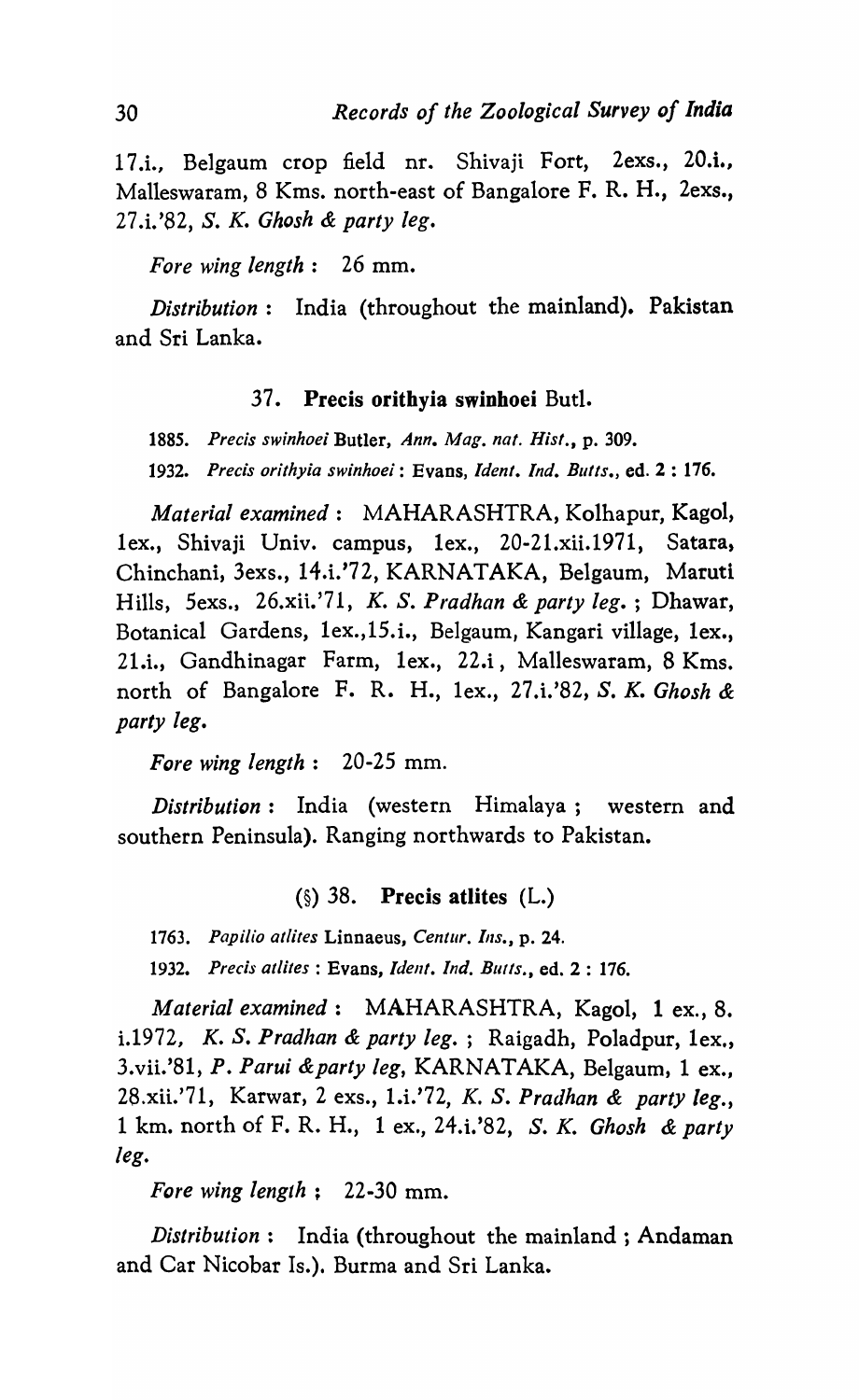17.i., Belgaum crop field nr. Shivaji Fort, 2exs., 20.i., Malleswaram, 8 Kms. north-east of Bangalore F. R. H., 2exs., 27.i.'82, *S. K. Ghosh & party leg.*

*Fore wing length* : 26 mm.

*Distribution* : India (throughout the mainland). Pakistan and Sri Lanka.

### 37. **Precis orithyia swinhoei** Butl.

1885. *Precis swinhoei* Butler, *Ann. Mag. nat. Hist.*, p. 309.

1932. *Precis orithyia swinhoei* : Evans, *Ident. Ind. Butts.*, ed. 2 : 176.

*Material examined* : MAHARASHTRA, Kolhapur, Kagol, 1ex., Shivaji Univ. campus, 1ex., 20-21.xii.1971, Satara, Chinchani, 3exs., 14.i.'72, KARNATAKA, Belgaum, Maruti Hills, 5exs., 26.xii.'71, *K. S. Pradhan & party leg.* ; Dhawar, Botanical Gardens, 1ex.,15.i., Belgaum, Kangari village, 1ex., 21.i., Gandhinagar Farm, 1ex., 22.i, Malleswaram, 8 Kms. north of Bangalore F. R. H., 1ex., 27.i.'82, *S. K. Ghosh & party leg.*

*Fore wing length* : 20-25 mm.

*Distribution* : India (western Himalaya ; western and southern Peninsula). Ranging northwards to Pakistan.

### (§) 38. **Precis atlites** (L.)

1763. *Papilio atlites* Linnaeus, *Centur. Ins.*, p. 24.

1932. *Precis atlites* : Evans, *Ident. Ind. Butts.*, ed. 2 : 176.

*Material examined* : MAHARASHTRA, Kagol, 1 ex., 8. i.1972, *K. S. Pradhan & party leg.* ; Raigadh, Poladpur, 1ex., 3.vii.'81, *P. Parui &party leg*, KARNATAKA, Belgaum, 1 ex., 28.xii.'71, Karwar, 2 exs., 1.i.'72, *K. S. Pradhan & party leg.*, 1 km. north of F. R. H., 1 ex., 24.i.'82, *S. K. Ghosh & party leg.*

*Fore wing length* ; 22-30 mm.

*Distribution* : India (throughout the mainland ; Andaman and Car Nicobar Is.). Burma and Sri Lanka.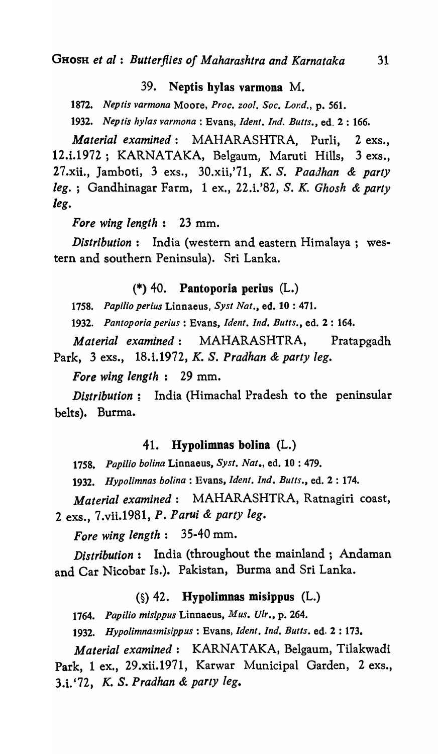### 39. **Neptis hylas varmona** M.

1872. *Neptis varmona* Moore, *Proc. zool. Soc. Lond.*, p. 561.

1932. *Neptis hylas varmona* : Evans, *Ident. Ind. Butts.*, ed. 2 : 166.

*Material examined* : MAHARASHTRA, Purli, 2 exs., 12.i.1972 ; KARNATAKA, Belgaum, Maruti Hills, 3 exs., 27.xii., Jamboti, 3 exs., 30.xii,'71, *K. S. Paadhan & party leg.* ; Gandhinagar Farm, 1 ex., 22.i.'82, *S. K. Ghosh & party leg.*

*Fore wing length* : 23 mm.

*Distribution* : India (western and eastern Himalaya ; western and southern Peninsula). Sri Lanka.

### (*) 40. **Pantoporia perius** (L.)

1758. *Papilio perius* Linnaeus, *Syst Nat.*, ed. 10 : 471.

1932. *Pantoporia perius* : Evans, *Ident. Ind. Butts.*, ed. 2 : 164.

*Material examined* : MAHARASHTRA, Pratapgadh Park, 3 exs., 18.i.1972, *K. S. Pradhan & party leg.*

*Fore wing length* : 29 mm.

*Distribution* : India (Himachal Pradesh to the peninsular belts). Burma.

### 41. **Hypolimnas bolina** (L.)

1758. *Papilio bolina* Linnaeus, *Syst. Nat.*, ed. 10 : 479.

1932. *Hypolimnas bolina* : Evans, *Ident. Ind. Butts.*, ed. 2 : 174.

*Material examined* : MAHARASHTRA, Ratnagiri coast, 2 exs., 7.vii.1981, *P. Parui & party leg.*

*Fore wing length* : 35-40 mm.

*Distribution* : India (throughout the mainland ; Andaman and Car Nicobar Is.). Pakistan, Burma and Sri Lanka.

### (§) 42. **Hypolimnas misippus** (L.)

1764. *Papilio misippus* Linnaeus, *Mus. Ulr.*, p. 264.

1932. *Hypolimnasmisippus* : Evans, *Ident. Ind. Butts.* ed. 2 : 173.

*Material examined* : KARNATAKA, Belgaum, Tilakwadi Park, 1 ex., 29.xii.1971, Karwar Municipal Garden, 2 exs., 3.i.'72, *K. S. Pradhan & party leg.*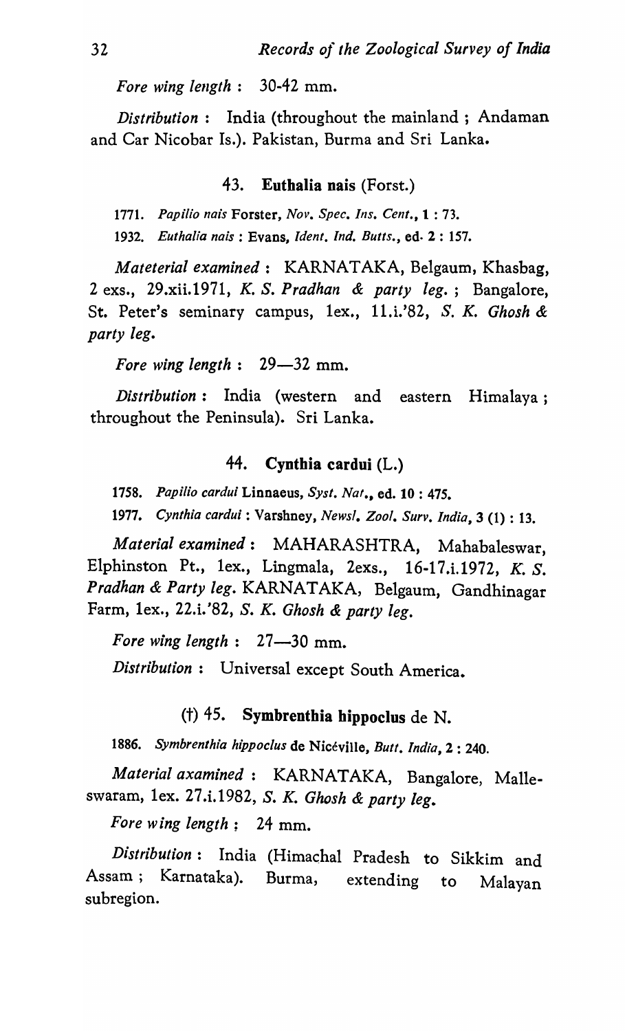*Fore wing length* : 30-42 mm.

*Distribution* : India (throughout the mainland ; Andaman and Car Nicobar Is.). Pakistan, Burma and Sri Lanka.

### 43. **Euthalia nais** (Forst.)

1771. *Papilio nais* Forster, *Nov. Spec. Ins. Cent.*, **1** : 73.

1932. *Euthalia nais* : Evans, *Ident. Ind. Butts.*, ed. **2** : 157.

*Mateterial examined* : KARNATAKA, Belgaum, Khasbag, 2 exs., 29.xii.1971, *K. S. Pradhan & party leg.* ; Bangalore, St. Peter's seminary campus, 1ex., 11.i.'82, *S. K. Ghosh & party leg.*

*Fore wing length* : 29—32 mm.

*Distribution* : India (western and eastern Himalaya ; throughout the Peninsula). Sri Lanka.

### 44. **Cynthia cardui** (L.)

1758. *Papilio cardui* Linnaeus, *Syst. Nat.*, ed. **10** : 475.

1977. *Cynthia cardui* : Varshney, *Newsl. Zool. Surv. India*, **3** (1) : 13.

*Material examined* : MAHARASHTRA, Mahabaleswar, Elphinston Pt., 1ex., Lingmala, 2exs., 16-17.i.1972, *K. S. Pradhan & Party leg.* KARNATAKA, Belgaum, Gandhinagar Farm, 1ex., 22.i.'82, *S. K. Ghosh & party leg.*

*Fore wing length* : 27—30 mm.

*Distribution* : Universal except South America.

### (†) 45. **Symbrenthia hippoclus** de N.

1886. *Symbrenthia hippoclus* de Nicéville, *Butt. India*, **2** : 240.

*Material axamined* : KARNATAKA, Bangalore, Malleswaram, 1ex. 27.i.1982, *S. K. Ghosh & party leg.*

*Fore wing length* ; 24 mm.

*Distribution* : India (Himachal Pradesh to Sikkim and Assam ; Karnataka). Burma, extending to Malayan subregion.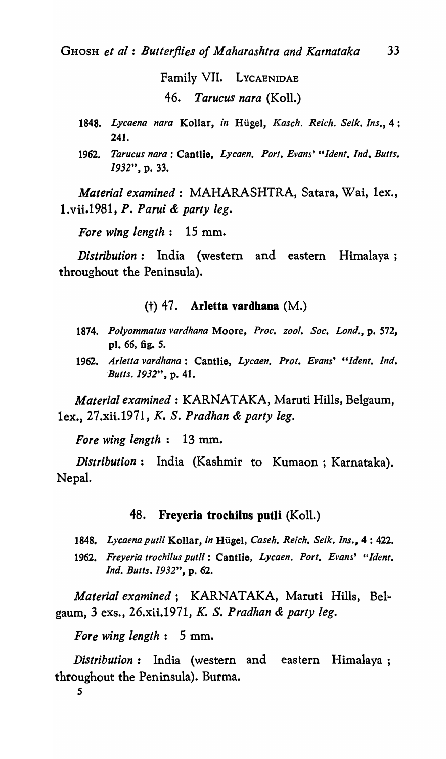Family VII. LYCAENIDAE

### 46. *Tarucus nara* (Koll.)

1848. *Lycaena nara* Kollar, *in* Hügel, *Kasch. Reich. Seik. Ins.*, 4 : 241.
1962. *Tarucus nara* : Cantlie, *Lycaen. Port. Evans' "Ident. Ind. Butts. 1932"*, p. 33.

*Material examined* : MAHARASHTRA, Satara, Wai, 1ex., 1.vii.1981, *P. Parui & party leg.*

*Fore wing length* : 15 mm.

*Distribution* : India (western and eastern Himalaya ; throughout the Peninsula).

### (†) 47. **Arletta vardhana** (M.)

1874. *Polyommatus vardhana* Moore, *Proc. zool. Soc. Lond.*, p. 572, pl. 66, fig. 5.
1962. *Arletta vardhana* : Cantlie, *Lycaen. Prot. Evans' "Ident. Ind. Butts. 1932"*, p. 41.

*Material examined* : KARNATAKA, Maruti Hills, Belgaum, 1ex., 27.xii.1971, *K. S. Pradhan & party leg.*

*Fore wing length* : 13 mm.

*Distribution* : India (Kashmir to Kumaon ; Karnataka). Nepal.

### 48. **Freyeria trochilus putli** (Koll.)

1848. *Lycaena putli* Kollar, *in* Hügel, *Caseh. Reich. Seik. Ins.*, 4 : 422.
1962. *Freyeria trochilus putli* : Cantlie, *Lycaen. Port. Evans' "Ident. Ind. Butts. 1932"*, p. 62.

*Material examined* ; KARNATAKA, Maruti Hills, Belgaum, 3 exs., 26.xii.1971, *K. S. Pradhan & party leg.*

*Fore wing length* : 5 mm.

*Distribution* : India (western and eastern Himalaya ; throughout the Peninsula). Burma.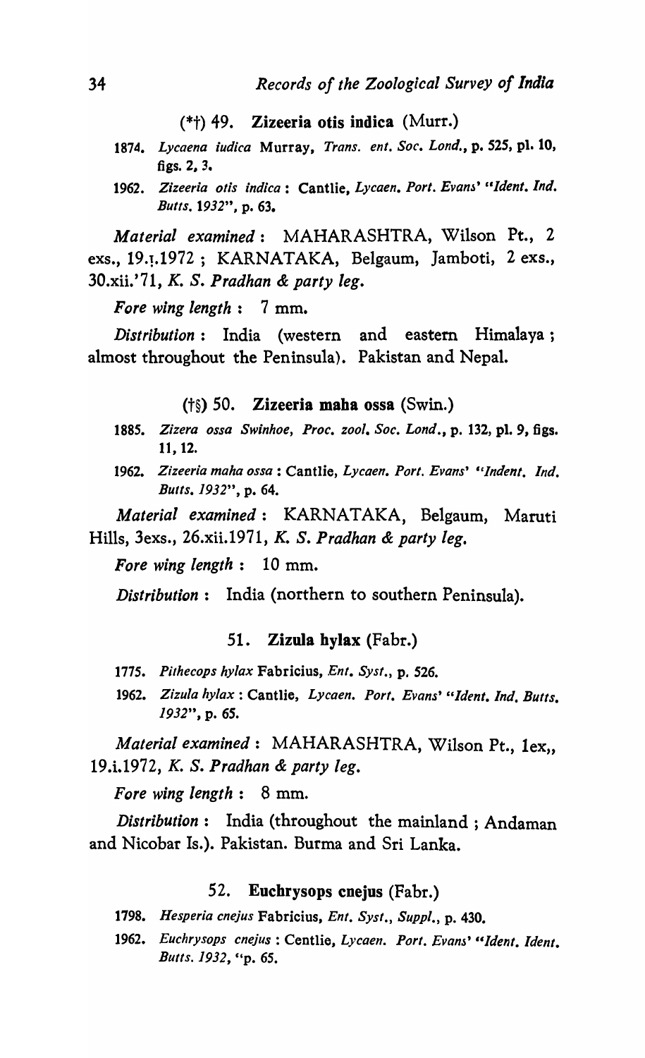(*†) 49. **Zizeeria otis indica** (Murr.)

1874. *Lycaena iudica* Murray, *Trans. ent. Soc. Lond.*, p. 525, pl. 10, figs. 2, 3.

1962. *Zizeeria otis indica* : Cantlie, *Lycaen. Port. Evans' "Ident. Ind. Butts. 1932"*, p. 63.

*Material examined* : MAHARASHTRA, Wilson Pt., 2 exs., 19.ı.1972 ; KARNATAKA, Belgaum, Jamboti, 2 exs., 30.xii.'71, *K. S. Pradhan & party leg.*

*Fore wing length* : 7 mm.

*Distribution* : India (western and eastern Himalaya ; almost throughout the Peninsula). Pakistan and Nepal.

(†§) 50. **Zizeeria maha ossa** (Swin.)

1885. *Zizera ossa Swinhoe*, *Proc. zool. Soc. Lond.*, p. 132, pl. 9, figs. 11, 12.

1962. *Zizeeria maha ossa* : Cantlie, *Lycaen. Port. Evans' "Indent. Ind. Butts. 1932"*, p. 64.

*Material examined* : KARNATAKA, Belgaum, Maruti Hills, 3exs., 26.xii.1971, *K. S. Pradhan & party leg.*

*Fore wing length* : 10 mm.

*Distribution* : India (northern to southern Peninsula).

51. **Zizula hylax** (Fabr.)

1775. *Pithecops hylax* Fabricius, *Ent. Syst.*, p. 526.

1962. *Zizula hylax* : Cantlie, *Lycaen. Port. Evans' "Ident. Ind. Butts. 1932"*, p. 65.

*Material examined* : MAHARASHTRA, Wilson Pt., 1ex,, 19.i.1972, *K. S. Pradhan & party leg.*

*Fore wing length* : 8 mm.

*Distribution* : India (throughout the mainland ; Andaman and Nicobar Is.). Pakistan. Burma and Sri Lanka.

52. **Euchrysops cnejus** (Fabr.)

1798. *Hesperia cnejus* Fabricius, *Ent. Syst., Suppl.*, p. 430.

1962. *Euchrysops cnejus* : Centlie, *Lycaen. Port. Evans' "Ident. Ident. Butts. 1932*, "p. 65.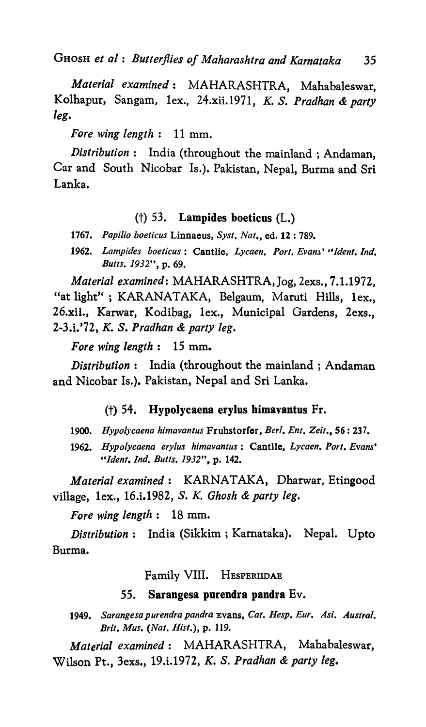*Material examined*: MAHARASHTRA, Mahabaleswar, Kolhapur, Sangam, 1ex., 24.xii.1971, *K. S. Pradhan & party leg.*

*Fore wing length*: 11 mm.

*Distribution*: India (throughout the mainland; Andaman, Car and South Nicobar Is.). Pakistan, Nepal, Burma and Sri Lanka.

### (†) 53. **Lampides boeticus** (L.)

1767. *Papilio boeticus* Linnaeus, *Syst. Nat.*, ed. 12 : 789.

1962. *Lampides boeticus*: Cantlie, *Lycaen. Port. Evans' "Ident. Ind. Butts. 1932"*, p. 69.

*Material examined*: MAHARASHTRA, Jog, 2exs., 7.1.1972, "at light"; KARANATAKA, Belgaum, Maruti Hills, 1ex., 26.xii., Karwar, Kodibag, 1ex., Municipal Gardens, 2exs., 2-3.i.'72, *K. S. Pradhan & party leg.*

*Fore wing length*: 15 mm.

*Distribution*: India (throughout the mainland; Andaman and Nicobar Is.). Pakistan, Nepal and Sri Lanka.

### (†) 54. **Hypolycaena erylus himavantus** Fr.

1900. *Hypolycaena himavantus* Fruhstorfer, *Berl. Ent. Zeit.*, 56 : 237.

1962. *Hypolycaena erylus himavantus*: Cantlie, *Lycaen. Port. Evans' "Ident. Ind. Butts. 1932"*, p. 142.

*Material examined*: KARNATAKA, Dharwar, Etingood village, 1ex., 16.i.1982, *S. K. Ghosh & party leg.*

*Fore wing length*: 18 mm.

*Distribution*: India (Sikkim; Karnataka). Nepal. Upto Burma.

## Family VIII. HESPERIIDAE

### 55. **Sarangesa purendra pandra** Ev.

1949. *Sarangesa purendra pandra* Evans, *Cat. Hesp. Eur. Asi. Austral. Brit. Mus. (Nat. Hist.)*, p. 119.

*Material examined*: MAHARASHTRA, Mahabaleswar, Wilson Pt., 3exs., 19.i.1972, *K. S. Pradhan & party leg.*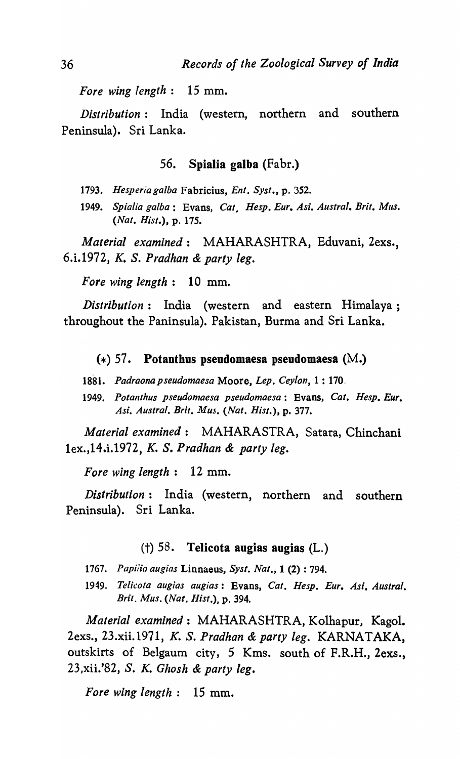*Fore wing length* : 15 mm.

*Distribution* : India (western, northern and southern Peninsula). Sri Lanka.

### 56. **Spialia galba** (Fabr.)

1793. *Hesperia galba* Fabricius, *Ent. Syst.*, p. 352.

1949. *Spialia galba* : Evans, *Cat. Hesp. Eur. Asi. Austral. Brit. Mus. (Nat. Hist.)*, p. 175.

*Material examined* : MAHARASHTRA, Eduvani, 2exs., 6.i.1972, *K. S. Pradhan & party leg.*

*Fore wing length* : 10 mm.

*Distribution* : India (western and eastern Himalaya ; throughout the Paninsula). Pakistan, Burma and Sri Lanka.

### (*) 57. **Potanthus pseudomaesa pseudomaesa** (M.)

1881. *Padraona pseudomaesa* Moore, *Lep. Ceylon*, 1 : 170.

1949. *Potanthus pseudomaesa pseudomaesa* : Evans, *Cat. Hesp. Eur. Asi. Austral. Brit. Mus. (Nat. Hist.)*, p. 377.

*Material examined* : MAHARASTRA, Satara, Chinchani 1ex.,14.i.1972, *K. S. Pradhan & party leg.*

*Fore wing length* : 12 mm.

*Distribution* : India (western, northern and southern Peninsula). Sri Lanka.

### (†) 58. **Telicota augias augias** (L.)

1767. *Papilio augias* Linnaeus, *Syst. Nat.*, 1 (2) : 794.

1949. *Telicota augias augias* : Evans, *Cat. Hesp. Eur. Asi. Austral. Brit. Mus. (Nat. Hist.)*, p. 394.

*Material examined* : MAHARASHTRA, Kolhapur, Kagol. 2exs., 23.xii.1971, *K. S. Pradhan & party leg.* KARNATAKA, outskirts of Belgaum city, 5 Kms. south of F.R.H., 2exs., 23,xii.'82, *S. K. Ghosh & party leg.*

*Fore wing length* : 15 mm.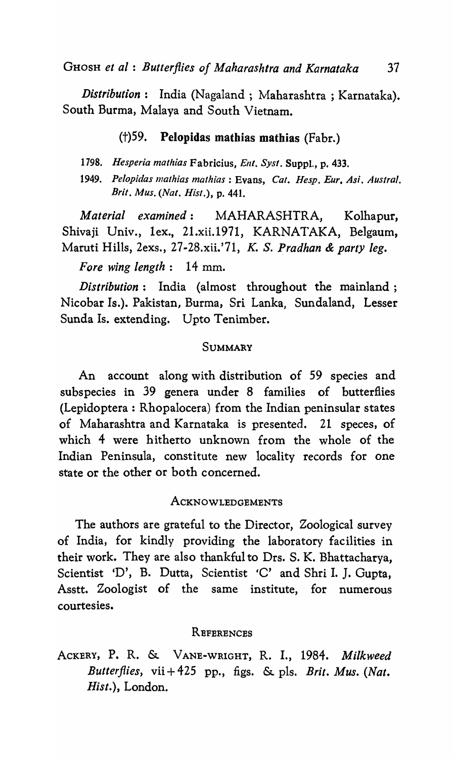*Distribution* : India (Nagaland ; Maharashtra ; Karnataka). South Burma, Malaya and South Vietnam.

### (†)59. **Pelopidas mathias mathias** (Fabr.)

1798. *Hesperia mathias* Fabricius, *Ent. Syst.* Suppl., p. 433.

1949. *Pelopidas mathias mathias* : Evans, *Cat. Hesp. Eur. Asi. Austral. Brit. Mus. (Nat. Hist.)*, p. 441.

*Material examined* : MAHARASHTRA, Kolhapur, Shivaji Univ., 1ex., 21.xii.1971, KARNATAKA, Belgaum, Maruti Hills, 2exs., 27-28.xii.'71, *K. S. Pradhan & party leg.*

*Fore wing length* : 14 mm.

*Distribution* : India (almost throughout the mainland ; Nicobar Is.). Pakistan, Burma, Sri Lanka, Sundaland, Lesser Sunda Is. extending. Upto Tenimber.

## SUMMARY

An account along with distribution of 59 species and subspecies in 39 genera under 8 families of butterflies (Lepidoptera : Rhopalocera) from the Indian peninsular states of Maharashtra and Karnataka is presented. 21 speces, of which 4 were hitherto unknown from the whole of the Indian Peninsula, constitute new locality records for one state or the other or both concerned.

## ACKNOWLEDGEMENTS

The authors are grateful to the Director, Zoological survey of India, for kindly providing the laboratory facilities in their work. They are also thankful to Drs. S. K. Bhattacharya, Scientist 'D', B. Dutta, Scientist 'C' and Shri I. J. Gupta, Asstt. Zoologist of the same institute, for numerous courtesies.

## REFERENCES

ACKERY, P. R. & VANE-WRIGHT, R. I., 1984. *Milkweed Butterflies*, vii+425 pp., figs. & pls. *Brit. Mus. (Nat. Hist.)*, London.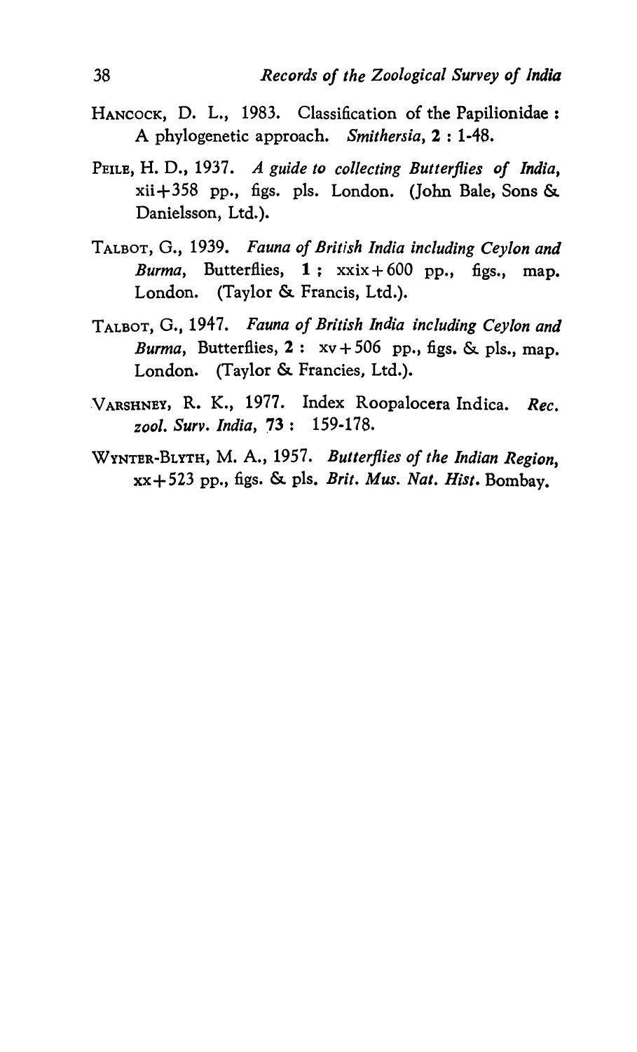HANCOCK, D. L., 1983. Classification of the Papilionidae : A phylogenetic approach. *Smithersia*, **2** : 1-48.

PEILE, H. D., 1937. *A guide to collecting Butterflies of India*, xii+358 pp., figs. pls. London. (John Bale, Sons & Danielsson, Ltd.).

TALBOT, G., 1939. *Fauna of British India including Ceylon and Burma*, Butterflies, **1** ; xxix+600 pp., figs., map. London. (Taylor & Francis, Ltd.).

TALBOT, G., 1947. *Fauna of British India including Ceylon and Burma*, Butterflies, **2** : xv+506 pp., figs. & pls., map. London. (Taylor & Francies, Ltd.).

VARSHNEY, R. K., 1977. Index Roopalocera Indica. *Rec. zool. Surv. India*, **73** : 159-178.

WYNTER-BLYTH, M. A., 1957. *Butterflies of the Indian Region*, xx+523 pp., figs. & pls. *Brit. Mus. Nat. Hist*. Bombay.